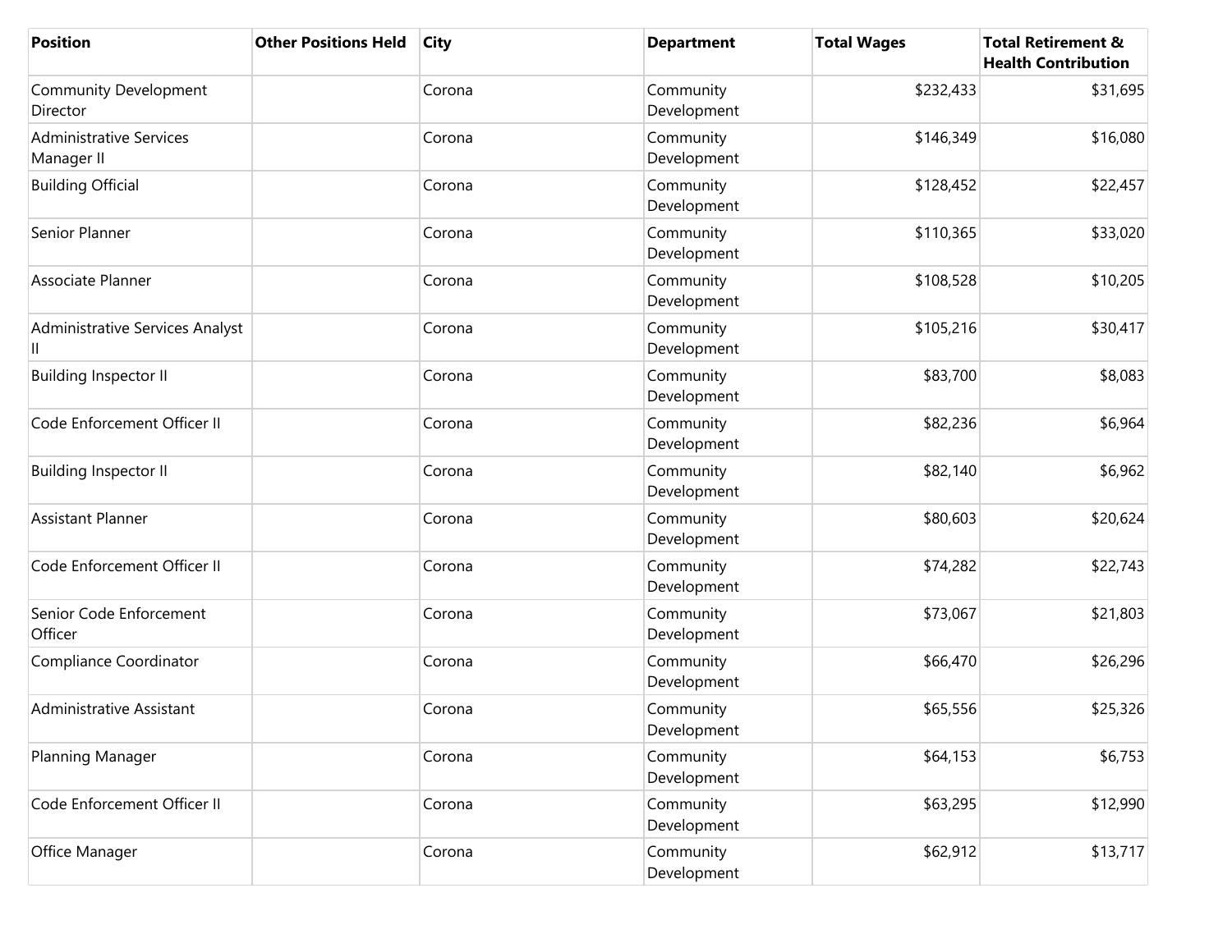| Position | Other Positions Held | City | Department | Total Wages | Total Retirement & Health Contribution |
| --- | --- | --- | --- | --- | --- |
| Community Development Director | | Corona | Community Development | $232,433 | $31,695 |
| Administrative Services Manager II | | Corona | Community Development | $146,349 | $16,080 |
| Building Official | | Corona | Community Development | $128,452 | $22,457 |
| Senior Planner | | Corona | Community Development | $110,365 | $33,020 |
| Associate Planner | | Corona | Community Development | $108,528 | $10,205 |
| Administrative Services Analyst II | | Corona | Community Development | $105,216 | $30,417 |
| Building Inspector II | | Corona | Community Development | $83,700 | $8,083 |
| Code Enforcement Officer II | | Corona | Community Development | $82,236 | $6,964 |
| Building Inspector II | | Corona | Community Development | $82,140 | $6,962 |
| Assistant Planner | | Corona | Community Development | $80,603 | $20,624 |
| Code Enforcement Officer II | | Corona | Community Development | $74,282 | $22,743 |
| Senior Code Enforcement Officer | | Corona | Community Development | $73,067 | $21,803 |
| Compliance Coordinator | | Corona | Community Development | $66,470 | $26,296 |
| Administrative Assistant | | Corona | Community Development | $65,556 | $25,326 |
| Planning Manager | | Corona | Community Development | $64,153 | $6,753 |
| Code Enforcement Officer II | | Corona | Community Development | $63,295 | $12,990 |
| Office Manager | | Corona | Community Development | $62,912 | $13,717 |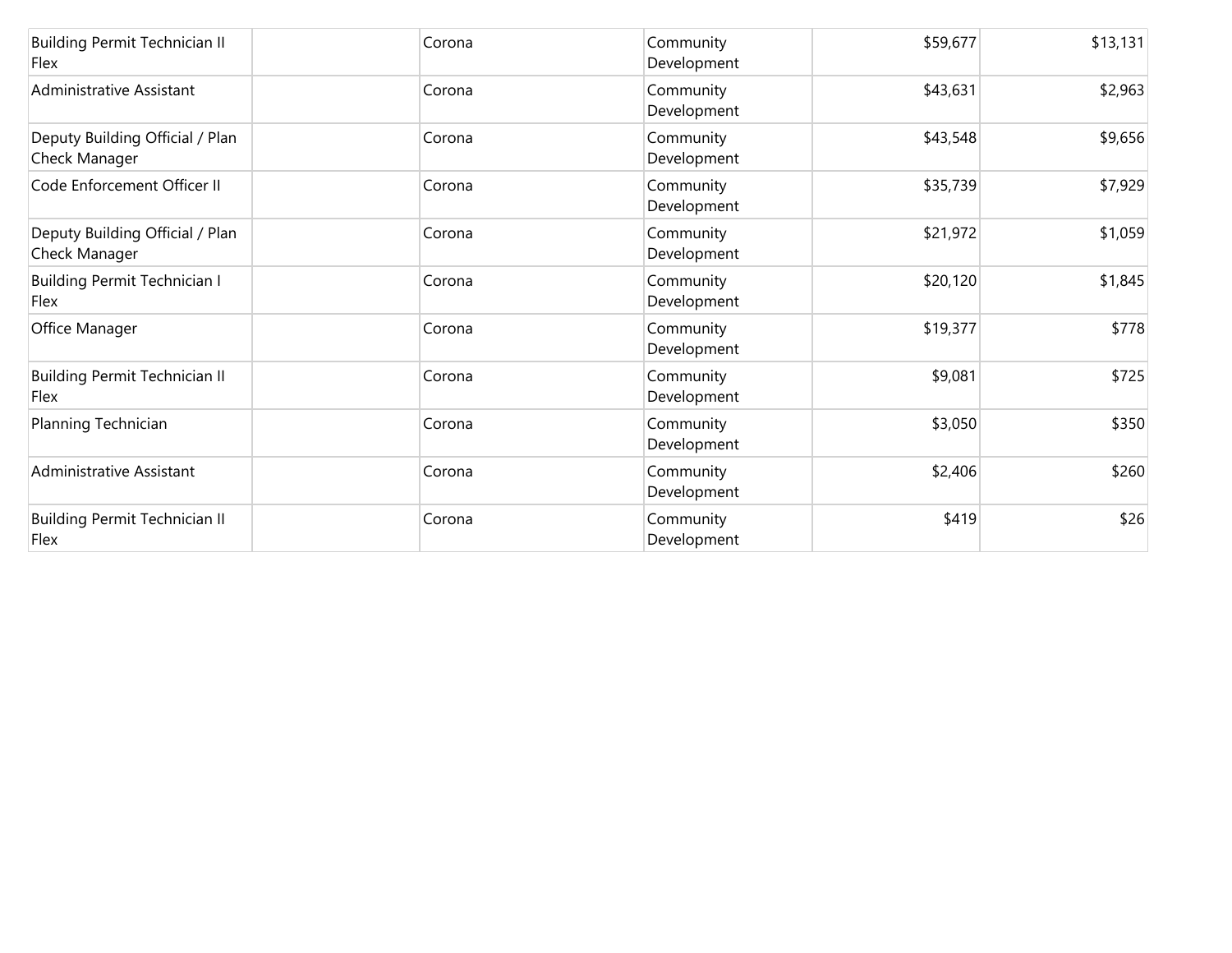| | | | | | |
|---|---|---|---|---|---|
| Building Permit Technician II Flex | | Corona | Community Development | $59,677 | $13,131 |
| Administrative Assistant | | Corona | Community Development | $43,631 | $2,963 |
| Deputy Building Official / Plan Check Manager | | Corona | Community Development | $43,548 | $9,656 |
| Code Enforcement Officer II | | Corona | Community Development | $35,739 | $7,929 |
| Deputy Building Official / Plan Check Manager | | Corona | Community Development | $21,972 | $1,059 |
| Building Permit Technician I Flex | | Corona | Community Development | $20,120 | $1,845 |
| Office Manager | | Corona | Community Development | $19,377 | $778 |
| Building Permit Technician II Flex | | Corona | Community Development | $9,081 | $725 |
| Planning Technician | | Corona | Community Development | $3,050 | $350 |
| Administrative Assistant | | Corona | Community Development | $2,406 | $260 |
| Building Permit Technician II Flex | | Corona | Community Development | $419 | $26 |